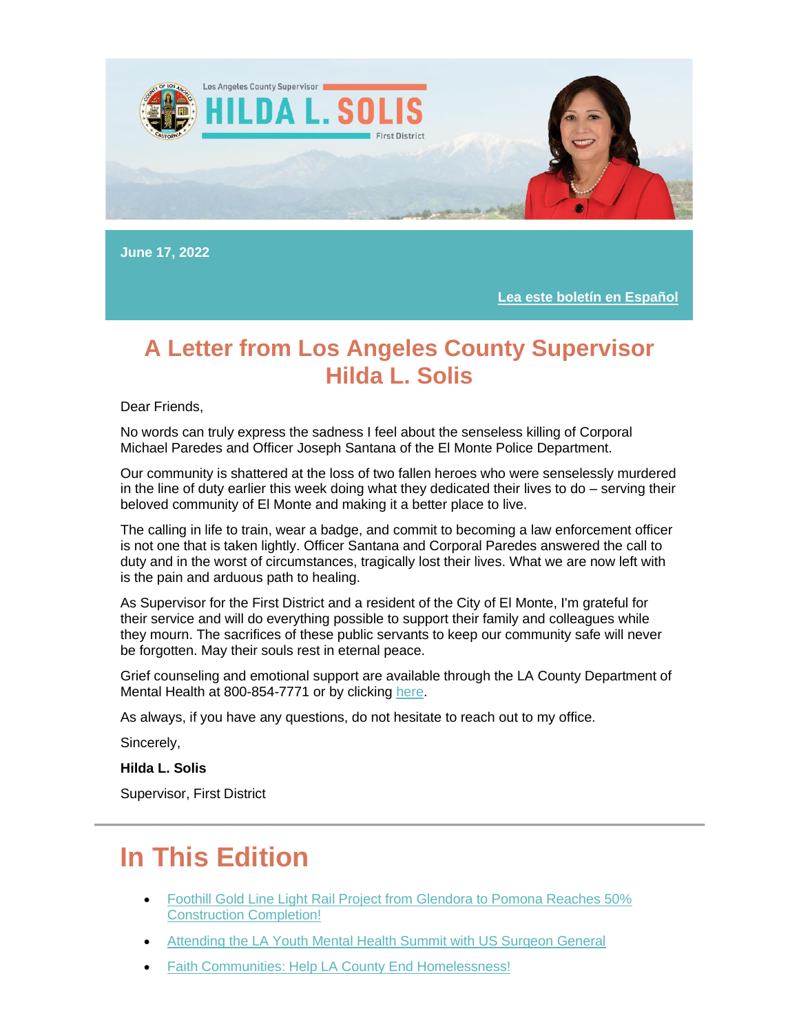Los Angeles County Supervisor

**HILDA L. SOLIS**

First District

June 17, 2022

[Lea este boletín en Español]

# A Letter from Los Angeles County Supervisor Hilda L. Solis

Dear Friends,

No words can truly express the sadness I feel about the senseless killing of Corporal Michael Paredes and Officer Joseph Santana of the El Monte Police Department.

Our community is shattered at the loss of two fallen heroes who were senselessly murdered in the line of duty earlier this week doing what they dedicated their lives to do – serving their beloved community of El Monte and making it a better place to live.

The calling in life to train, wear a badge, and commit to becoming a law enforcement officer is not one that is taken lightly. Officer Santana and Corporal Paredes answered the call to duty and in the worst of circumstances, tragically lost their lives. What we are now left with is the pain and arduous path to healing.

As Supervisor for the First District and a resident of the City of El Monte, I'm grateful for their service and will do everything possible to support their family and colleagues while they mourn. The sacrifices of these public servants to keep our community safe will never be forgotten. May their souls rest in eternal peace.

Grief counseling and emotional support are available through the LA County Department of Mental Health at 800-854-7771 or by clicking here.

As always, if you have any questions, do not hesitate to reach out to my office.

Sincerely,

**Hilda L. Solis**

Supervisor, First District

---

# In This Edition

- Foothill Gold Line Light Rail Project from Glendora to Pomona Reaches 50% Construction Completion!
- Attending the LA Youth Mental Health Summit with US Surgeon General
- Faith Communities: Help LA County End Homelessness!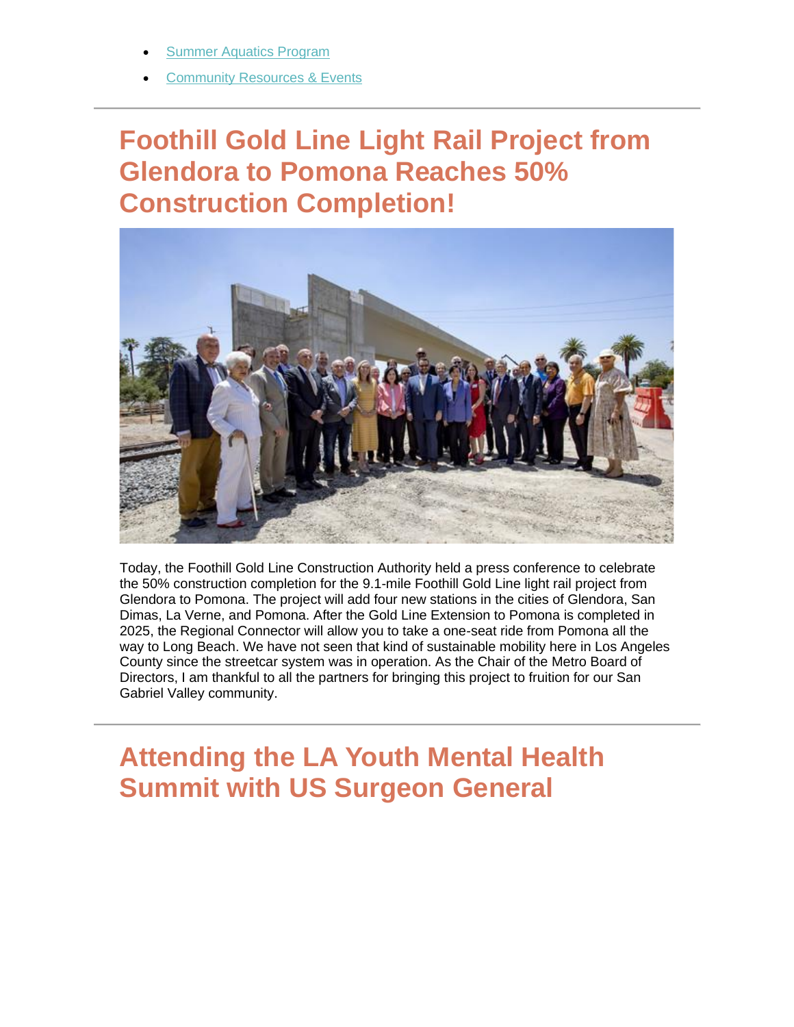- Summer Aquatics Program
- Community Resources & Events

---

# Foothill Gold Line Light Rail Project from Glendora to Pomona Reaches 50% Construction Completion!

Today, the Foothill Gold Line Construction Authority held a press conference to celebrate the 50% construction completion for the 9.1-mile Foothill Gold Line light rail project from Glendora to Pomona. The project will add four new stations in the cities of Glendora, San Dimas, La Verne, and Pomona. After the Gold Line Extension to Pomona is completed in 2025, the Regional Connector will allow you to take a one-seat ride from Pomona all the way to Long Beach. We have not seen that kind of sustainable mobility here in Los Angeles County since the streetcar system was in operation. As the Chair of the Metro Board of Directors, I am thankful to all the partners for bringing this project to fruition for our San Gabriel Valley community.

---

# Attending the LA Youth Mental Health Summit with US Surgeon General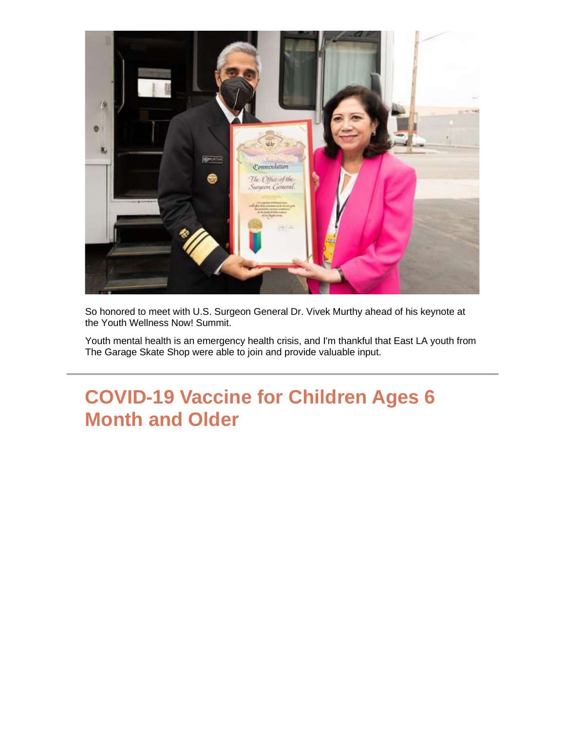So honored to meet with U.S. Surgeon General Dr. Vivek Murthy ahead of his keynote at the Youth Wellness Now! Summit.

Youth mental health is an emergency health crisis, and I'm thankful that East LA youth from The Garage Skate Shop were able to join and provide valuable input.

---

## COVID-19 Vaccine for Children Ages 6 Month and Older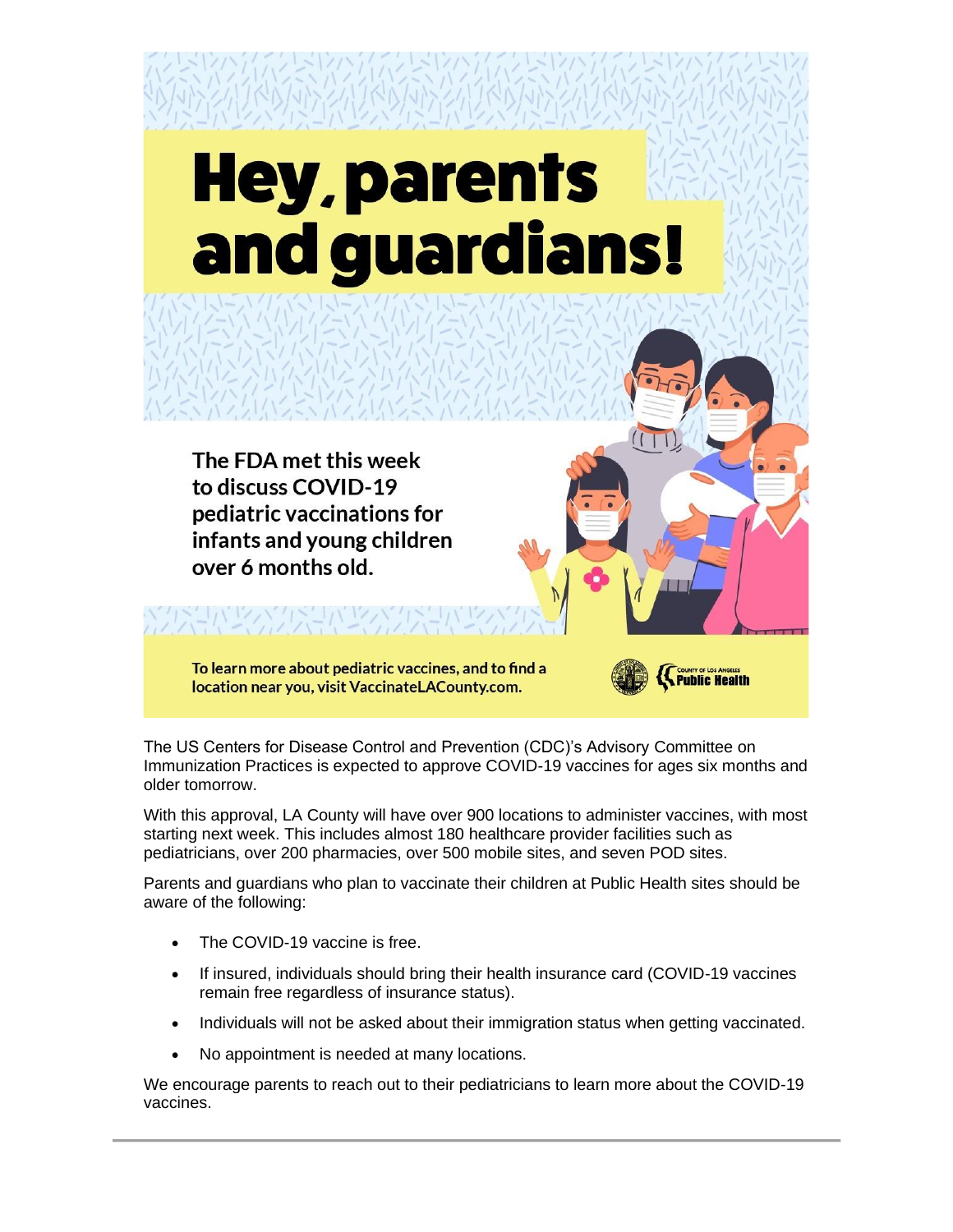# Hey, parents and guardians!

**The FDA met this week to discuss COVID-19 pediatric vaccinations for infants and young children over 6 months old.**

**To learn more about pediatric vaccines, and to find a location near you, visit VaccinateLACounty.com.**

COUNTY OF LOS ANGELES Public Health

The US Centers for Disease Control and Prevention (CDC)'s Advisory Committee on Immunization Practices is expected to approve COVID-19 vaccines for ages six months and older tomorrow.

With this approval, LA County will have over 900 locations to administer vaccines, with most starting next week. This includes almost 180 healthcare provider facilities such as pediatricians, over 200 pharmacies, over 500 mobile sites, and seven POD sites.

Parents and guardians who plan to vaccinate their children at Public Health sites should be aware of the following:

- The COVID-19 vaccine is free.
- If insured, individuals should bring their health insurance card (COVID-19 vaccines remain free regardless of insurance status).
- Individuals will not be asked about their immigration status when getting vaccinated.
- No appointment is needed at many locations.

We encourage parents to reach out to their pediatricians to learn more about the COVID-19 vaccines.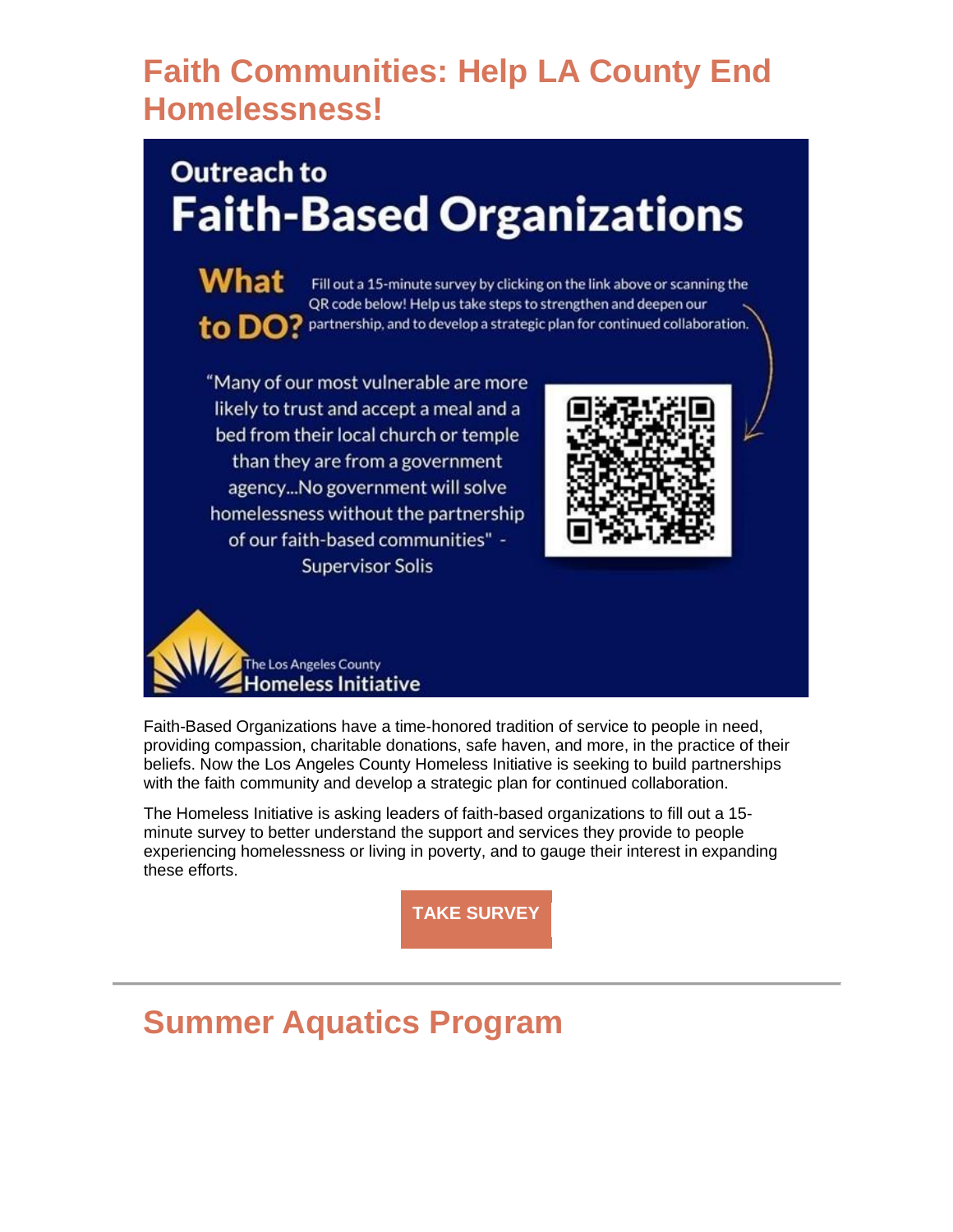# Faith Communities: Help LA County End Homelessness!

Outreach to

**Faith-Based Organizations**

**What to DO?** Fill out a 15-minute survey by clicking on the link above or scanning the QR code below! Help us take steps to strengthen and deepen our partnership, and to develop a strategic plan for continued collaboration.

"Many of our most vulnerable are more likely to trust and accept a meal and a bed from their local church or temple than they are from a government agency...No government will solve homelessness without the partnership of our faith-based communities" - Supervisor Solis

The Los Angeles County Homeless Initiative

Faith-Based Organizations have a time-honored tradition of service to people in need, providing compassion, charitable donations, safe haven, and more, in the practice of their beliefs. Now the Los Angeles County Homeless Initiative is seeking to build partnerships with the faith community and develop a strategic plan for continued collaboration.

The Homeless Initiative is asking leaders of faith-based organizations to fill out a 15-minute survey to better understand the support and services they provide to people experiencing homelessness or living in poverty, and to gauge their interest in expanding these efforts.

**TAKE SURVEY**

---

# Summer Aquatics Program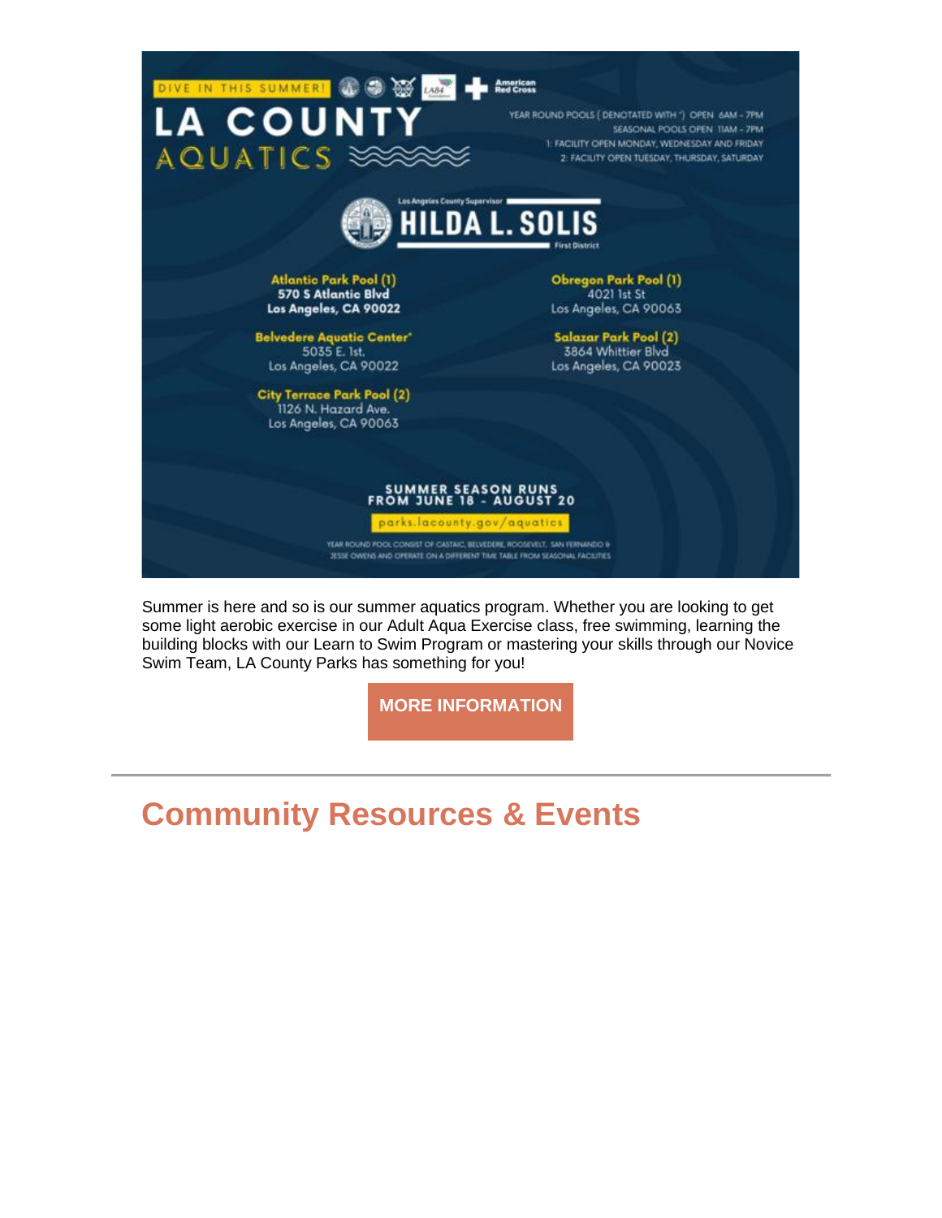DIVE IN THIS SUMMER!

# LA COUNTY AQUATICS

American Red Cross

YEAR ROUND POOLS ( DENOTATED WITH * ) OPEN 6AM - 7PM
SEASONAL POOLS OPEN 11AM - 7PM
1: FACILITY OPEN MONDAY, WEDNESDAY AND FRIDAY
2: FACILITY OPEN TUESDAY, THURSDAY, SATURDAY

Los Angeles County Supervisor
**HILDA L. SOLIS**
First District

**Atlantic Park Pool (1)**
**570 S Atlantic Blvd**
**Los Angeles, CA 90022**

**Belvedere Aquatic Center***
5035 E. 1st.
Los Angeles, CA 90022

**City Terrace Park Pool (2)**
1126 N. Hazard Ave.
Los Angeles, CA 90063

**Obregon Park Pool (1)**
4021 1st St
Los Angeles, CA 90063

**Salazar Park Pool (2)**
3864 Whittier Blvd
Los Angeles, CA 90023

**SUMMER SEASON RUNS FROM JUNE 18 - AUGUST 20**

parks.lacounty.gov/aquatics

YEAR ROUND POOL CONSIST OF CASTAIC, BELVEDERE, ROOSEVELT, SAN FERNANDO & JESSE OWENS AND OPERATE ON A DIFFERENT TIME TABLE FROM SEASONAL FACILITIES

Summer is here and so is our summer aquatics program. Whether you are looking to get some light aerobic exercise in our Adult Aqua Exercise class, free swimming, learning the building blocks with our Learn to Swim Program or mastering your skills through our Novice Swim Team, LA County Parks has something for you!

**MORE INFORMATION**

---

# Community Resources & Events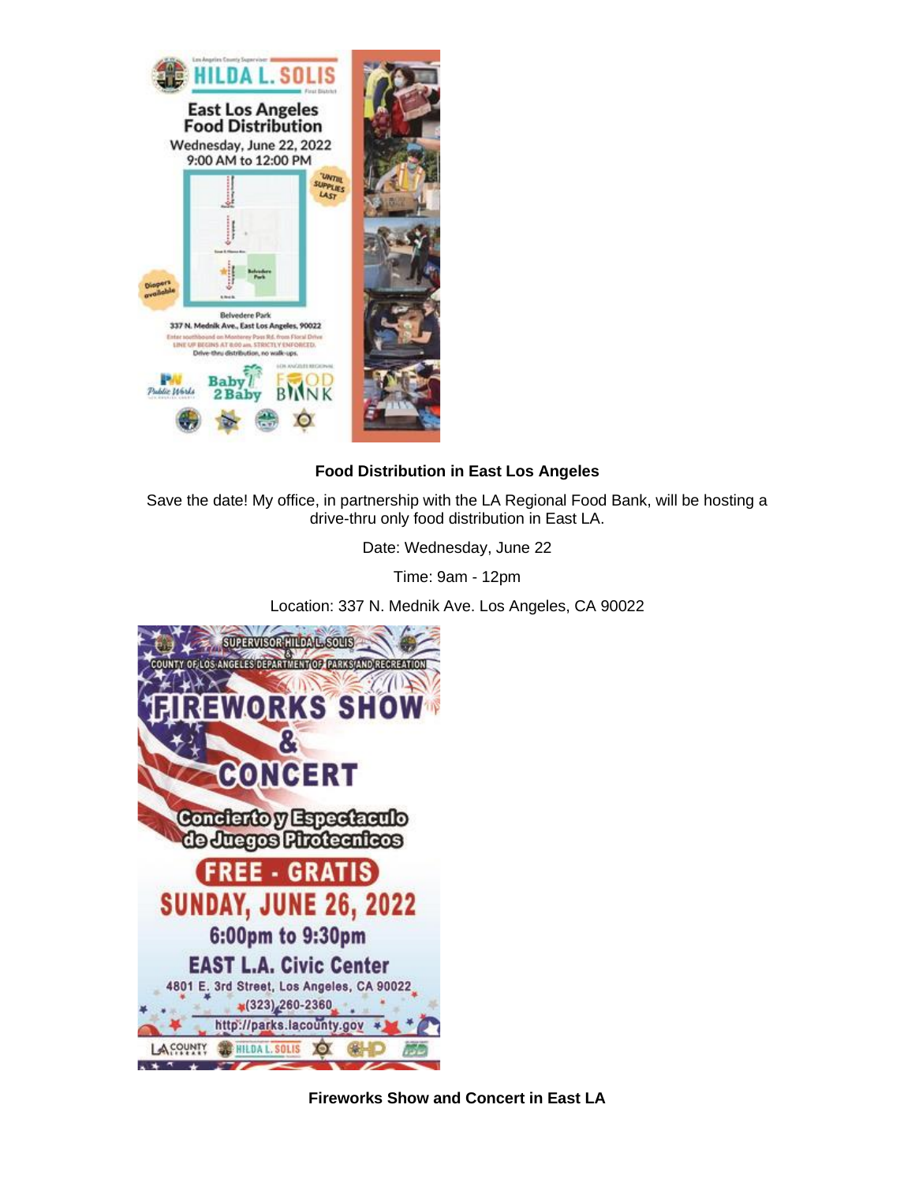**Food Distribution in East Los Angeles**

Save the date! My office, in partnership with the LA Regional Food Bank, will be hosting a drive-thru only food distribution in East LA.

Date: Wednesday, June 22

Time: 9am - 12pm

Location: 337 N. Mednik Ave. Los Angeles, CA 90022

**Fireworks Show and Concert in East LA**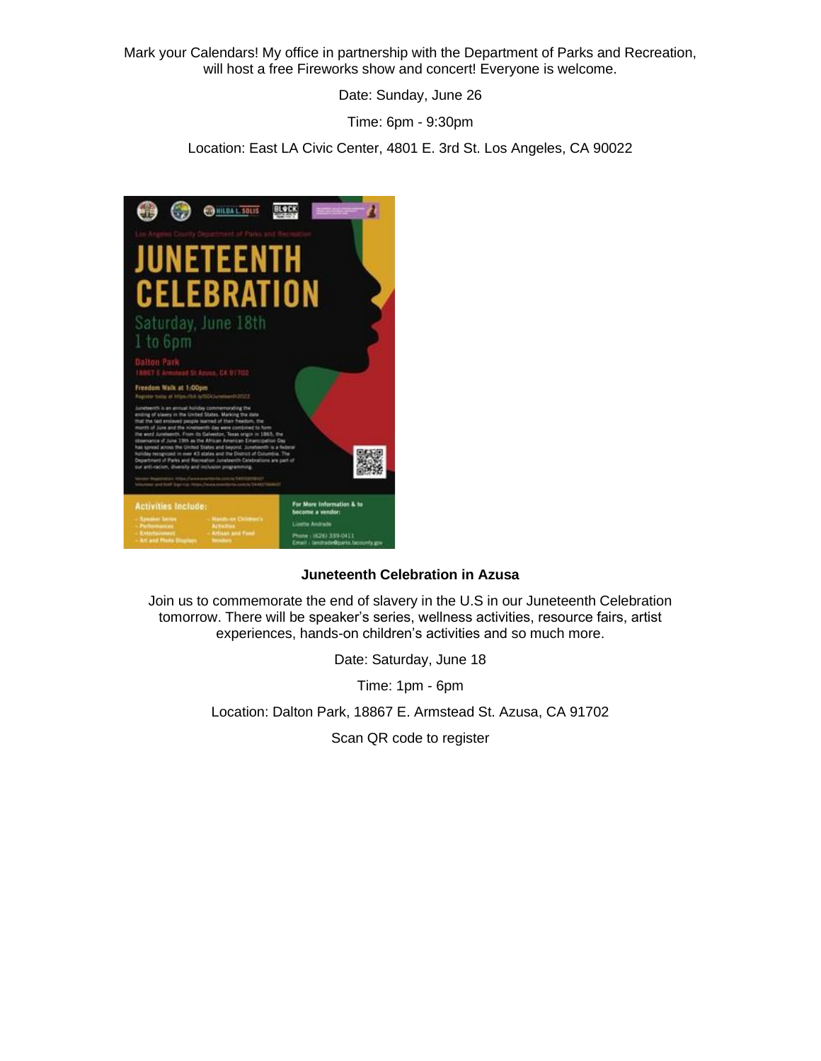Mark your Calendars! My office in partnership with the Department of Parks and Recreation, will host a free Fireworks show and concert! Everyone is welcome.

Date: Sunday, June 26

Time: 6pm - 9:30pm

Location: East LA Civic Center, 4801 E. 3rd St. Los Angeles, CA 90022

**Juneteenth Celebration in Azusa**

Join us to commemorate the end of slavery in the U.S in our Juneteenth Celebration tomorrow. There will be speaker's series, wellness activities, resource fairs, artist experiences, hands-on children's activities and so much more.

Date: Saturday, June 18

Time: 1pm - 6pm

Location: Dalton Park, 18867 E. Armstead St. Azusa, CA 91702

Scan QR code to register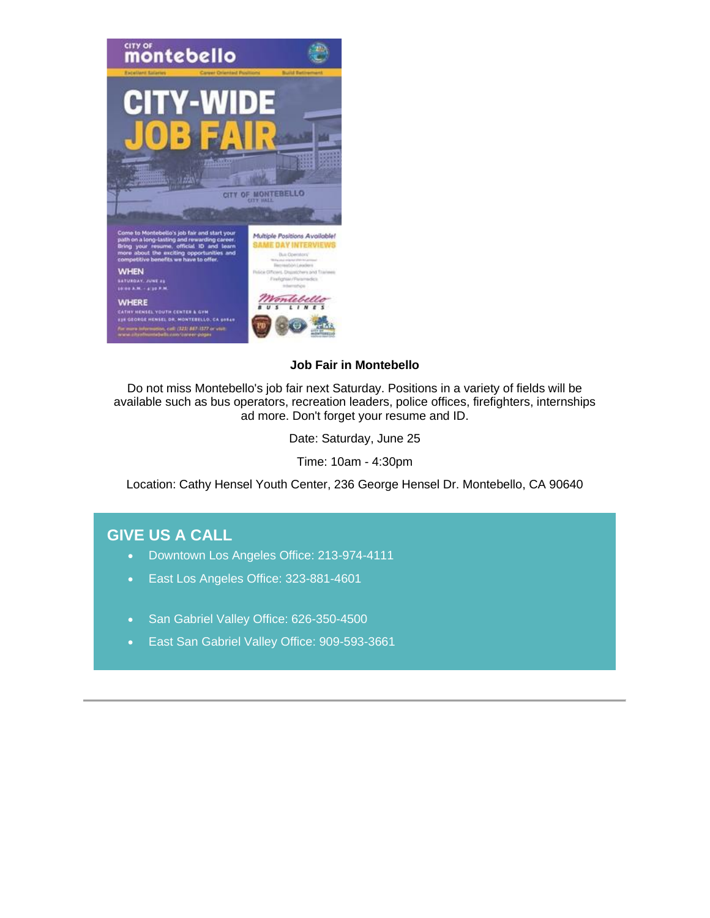**Job Fair in Montebello**

Do not miss Montebello's job fair next Saturday. Positions in a variety of fields will be available such as bus operators, recreation leaders, police offices, firefighters, internships ad more. Don't forget your resume and ID.

Date: Saturday, June 25

Time: 10am - 4:30pm

Location: Cathy Hensel Youth Center, 236 George Hensel Dr. Montebello, CA 90640

## GIVE US A CALL

- Downtown Los Angeles Office: 213-974-4111
- East Los Angeles Office: 323-881-4601
- San Gabriel Valley Office: 626-350-4500
- East San Gabriel Valley Office: 909-593-3661